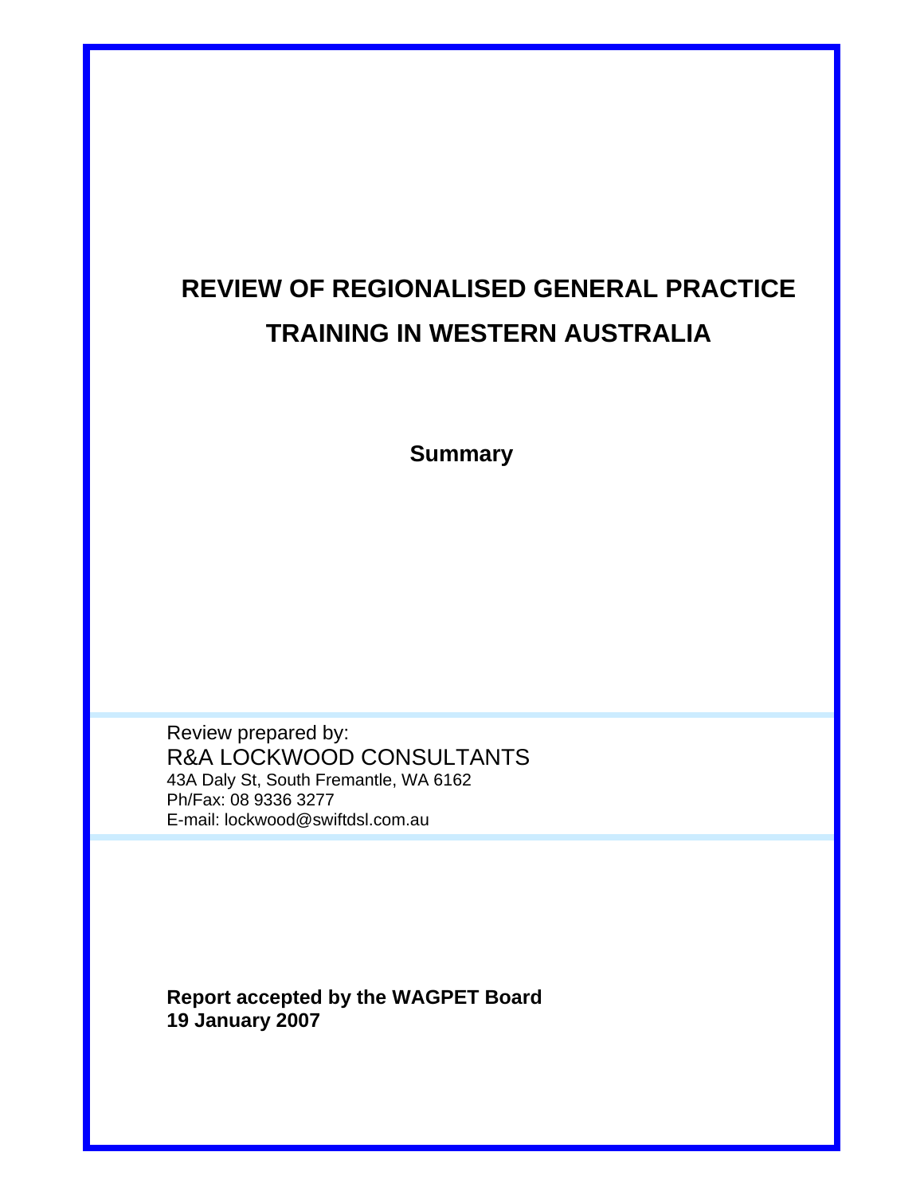# REVIEW OF REGIONALISED GENERAL PRACTICE TRAINING IN WESTERN AUSTRALIA

## Summary

Review prepared by:
R&A LOCKWOOD CONSULTANTS
43A Daly St, South Fremantle, WA 6162
Ph/Fax: 08 9336 3277
E-mail: lockwood@swiftdsl.com.au

**Report accepted by the WAGPET Board**
**19 January 2007**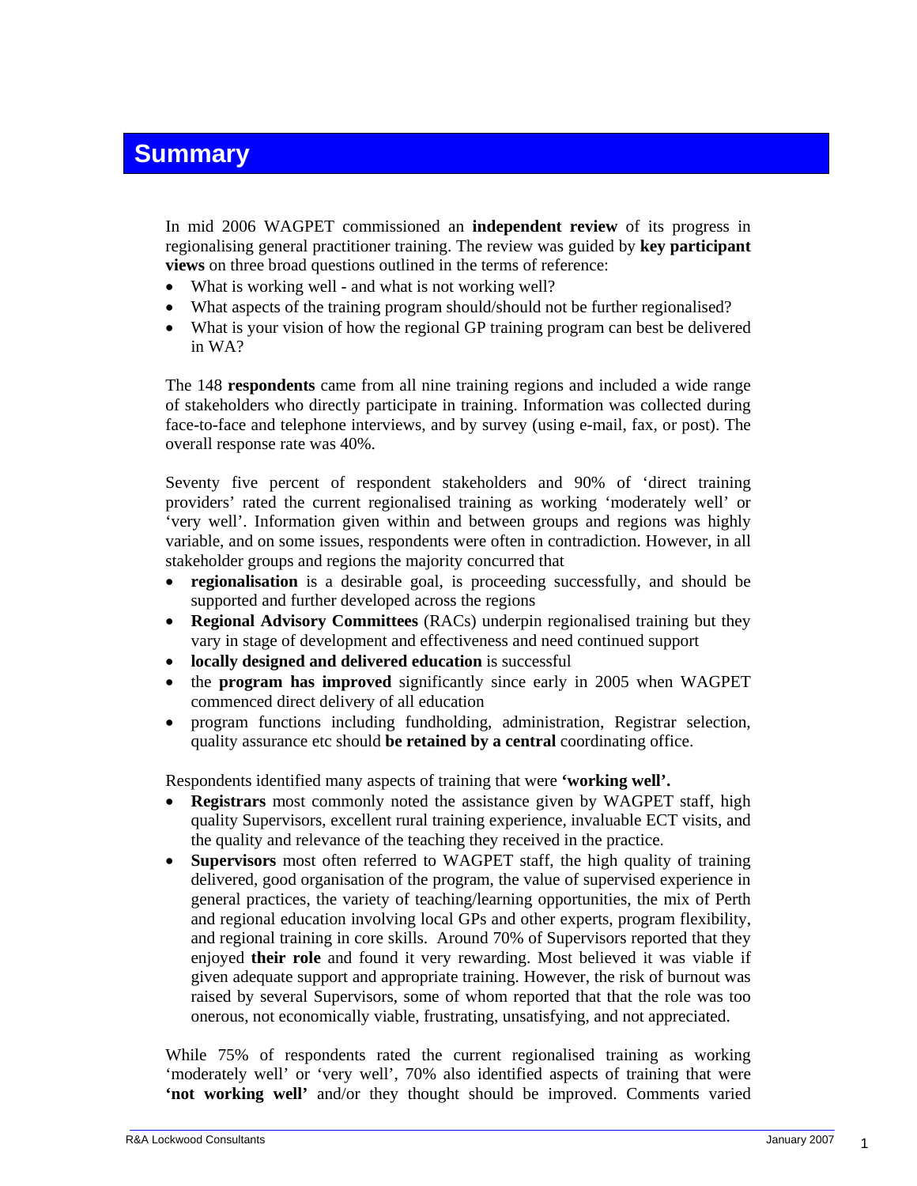# Summary

In mid 2006 WAGPET commissioned an **independent review** of its progress in regionalising general practitioner training. The review was guided by **key participant views** on three broad questions outlined in the terms of reference:

- What is working well - and what is not working well?
- What aspects of the training program should/should not be further regionalised?
- What is your vision of how the regional GP training program can best be delivered in WA?

The 148 **respondents** came from all nine training regions and included a wide range of stakeholders who directly participate in training. Information was collected during face-to-face and telephone interviews, and by survey (using e-mail, fax, or post). The overall response rate was 40%.

Seventy five percent of respondent stakeholders and 90% of 'direct training providers' rated the current regionalised training as working 'moderately well' or 'very well'. Information given within and between groups and regions was highly variable, and on some issues, respondents were often in contradiction. However, in all stakeholder groups and regions the majority concurred that

- **regionalisation** is a desirable goal, is proceeding successfully, and should be supported and further developed across the regions
- **Regional Advisory Committees** (RACs) underpin regionalised training but they vary in stage of development and effectiveness and need continued support
- **locally designed and delivered education** is successful
- the **program has improved** significantly since early in 2005 when WAGPET commenced direct delivery of all education
- program functions including fundholding, administration, Registrar selection, quality assurance etc should **be retained by a central** coordinating office.

Respondents identified many aspects of training that were **'working well'.**

- **Registrars** most commonly noted the assistance given by WAGPET staff, high quality Supervisors, excellent rural training experience, invaluable ECT visits, and the quality and relevance of the teaching they received in the practice.
- **Supervisors** most often referred to WAGPET staff, the high quality of training delivered, good organisation of the program, the value of supervised experience in general practices, the variety of teaching/learning opportunities, the mix of Perth and regional education involving local GPs and other experts, program flexibility, and regional training in core skills. Around 70% of Supervisors reported that they enjoyed **their role** and found it very rewarding. Most believed it was viable if given adequate support and appropriate training. However, the risk of burnout was raised by several Supervisors, some of whom reported that that the role was too onerous, not economically viable, frustrating, unsatisfying, and not appreciated.

While 75% of respondents rated the current regionalised training as working 'moderately well' or 'very well', 70% also identified aspects of training that were **'not working well'** and/or they thought should be improved. Comments varied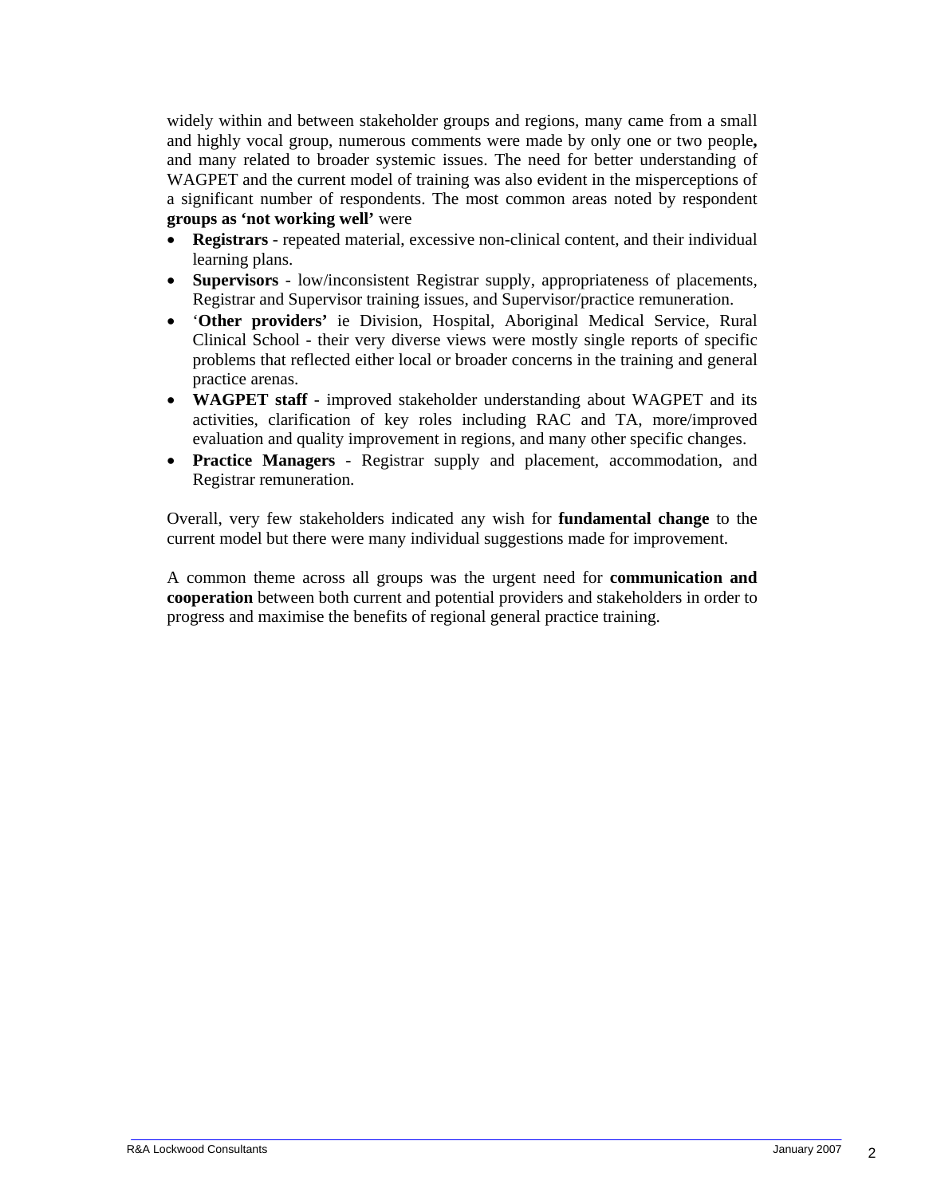widely within and between stakeholder groups and regions, many came from a small and highly vocal group, numerous comments were made by only one or two people**,** and many related to broader systemic issues. The need for better understanding of WAGPET and the current model of training was also evident in the misperceptions of a significant number of respondents. The most common areas noted by respondent **groups as 'not working well'** were

- **Registrars** - repeated material, excessive non-clinical content, and their individual learning plans.
- **Supervisors** - low/inconsistent Registrar supply, appropriateness of placements, Registrar and Supervisor training issues, and Supervisor/practice remuneration.
- '**Other providers'** ie Division, Hospital, Aboriginal Medical Service, Rural Clinical School - their very diverse views were mostly single reports of specific problems that reflected either local or broader concerns in the training and general practice arenas.
- **WAGPET staff** - improved stakeholder understanding about WAGPET and its activities, clarification of key roles including RAC and TA, more/improved evaluation and quality improvement in regions, and many other specific changes.
- **Practice Managers** - Registrar supply and placement, accommodation, and Registrar remuneration.

Overall, very few stakeholders indicated any wish for **fundamental change** to the current model but there were many individual suggestions made for improvement.

A common theme across all groups was the urgent need for **communication and cooperation** between both current and potential providers and stakeholders in order to progress and maximise the benefits of regional general practice training.